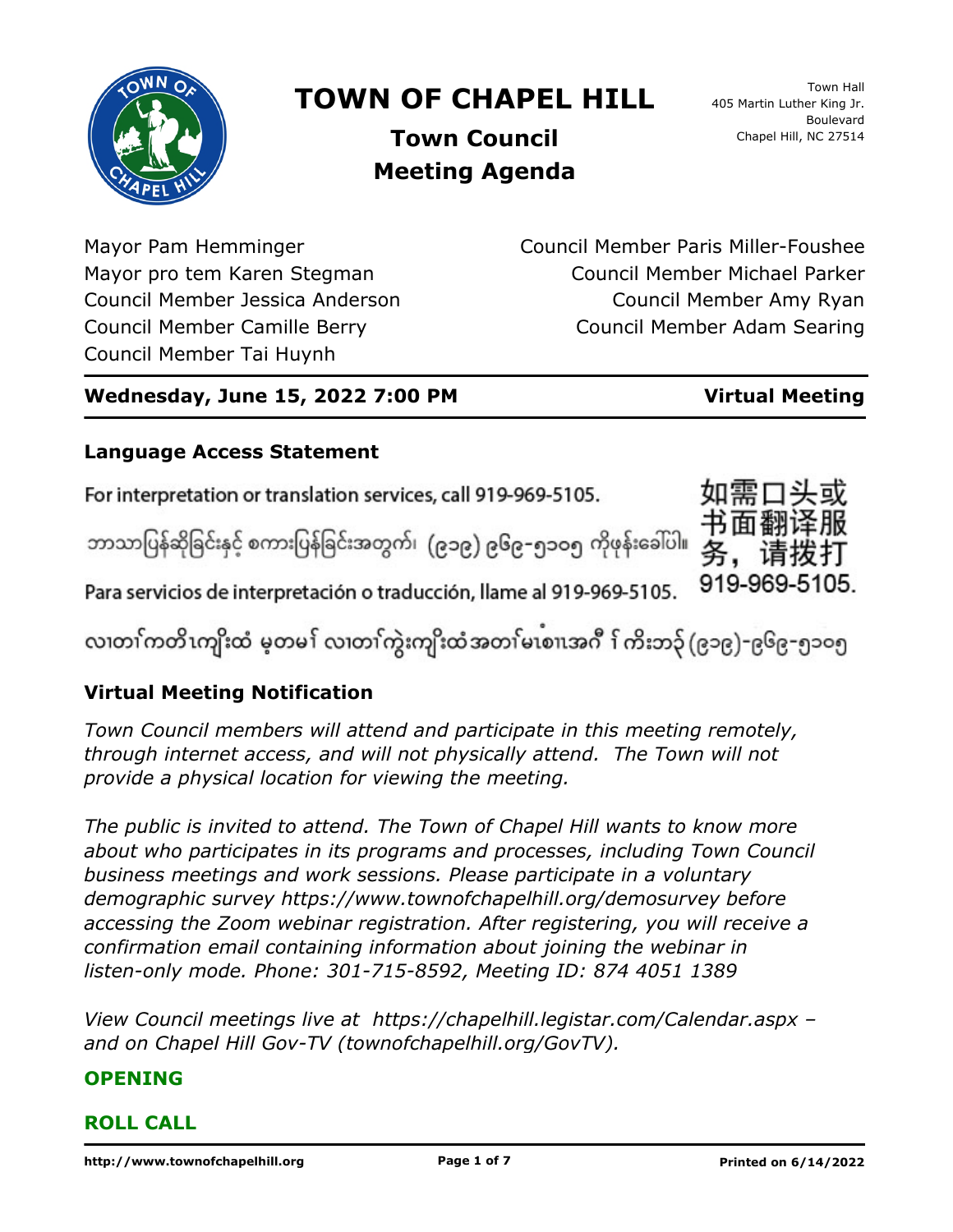# TOWN OF CHAPEL HILL

## Town Council Meeting Agenda

Town Hall
405 Martin Luther King Jr. Boulevard
Chapel Hill, NC 27514

Mayor Pam Hemminger
Mayor pro tem Karen Stegman
Council Member Jessica Anderson
Council Member Camille Berry
Council Member Tai Huynh
Council Member Paris Miller-Foushee
Council Member Michael Parker
Council Member Amy Ryan
Council Member Adam Searing

**Wednesday, June 15, 2022 7:00 PM** **Virtual Meeting**

### Language Access Statement

For interpretation or translation services, call 919-969-5105.

ဘာသာပြန်ဆိုခြင်းနှင့် စကားပြန်ခြင်းအတွက်၊ (၉၁၉) ၉၆၉-၅၁၀၅ ကိုဖုန်းခေါ်ပါ။

Para servicios de interpretación o traducción, llame al 919-969-5105.

如需口头或书面翻译服务，请拨打 919-969-5105.

လၢတၢ်ကတိၤကျိးထံ မ့တမ႑် လၢတၢ်ကွဲးကျိးထံအတၢ်မၤစၢၤအဂီ ႑် ကိးဘ၃် (၉၁၉)-၉၆၉-၅၁၀၅

### Virtual Meeting Notification

*Town Council members will attend and participate in this meeting remotely, through internet access, and will not physically attend. The Town will not provide a physical location for viewing the meeting.*

*The public is invited to attend. The Town of Chapel Hill wants to know more about who participates in its programs and processes, including Town Council business meetings and work sessions. Please participate in a voluntary demographic survey https://www.townofchapelhill.org/demosurvey before accessing the Zoom webinar registration. After registering, you will receive a confirmation email containing information about joining the webinar in listen-only mode. Phone: 301-715-8592, Meeting ID: 874 4051 1389*

*View Council meetings live at https://chapelhill.legistar.com/Calendar.aspx – and on Chapel Hill Gov-TV (townofchapelhill.org/GovTV).*

### OPENING

### ROLL CALL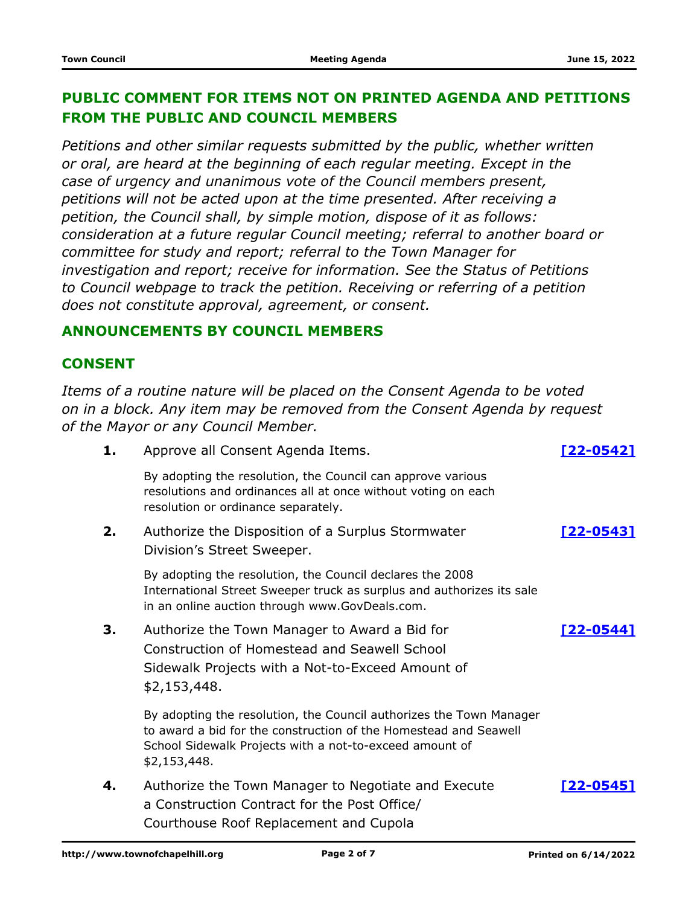## PUBLIC COMMENT FOR ITEMS NOT ON PRINTED AGENDA AND PETITIONS FROM THE PUBLIC AND COUNCIL MEMBERS

*Petitions and other similar requests submitted by the public, whether written or oral, are heard at the beginning of each regular meeting. Except in the case of urgency and unanimous vote of the Council members present, petitions will not be acted upon at the time presented. After receiving a petition, the Council shall, by simple motion, dispose of it as follows: consideration at a future regular Council meeting; referral to another board or committee for study and report; referral to the Town Manager for investigation and report; receive for information. See the Status of Petitions to Council webpage to track the petition. Receiving or referring of a petition does not constitute approval, agreement, or consent.*

## ANNOUNCEMENTS BY COUNCIL MEMBERS

## CONSENT

*Items of a routine nature will be placed on the Consent Agenda to be voted on in a block. Any item may be removed from the Consent Agenda by request of the Mayor or any Council Member.*

**1.** Approve all Consent Agenda Items. **[22-0542]**

By adopting the resolution, the Council can approve various resolutions and ordinances all at once without voting on each resolution or ordinance separately.

**2.** Authorize the Disposition of a Surplus Stormwater Division's Street Sweeper. **[22-0543]**

By adopting the resolution, the Council declares the 2008 International Street Sweeper truck as surplus and authorizes its sale in an online auction through www.GovDeals.com.

**3.** Authorize the Town Manager to Award a Bid for Construction of Homestead and Seawell School Sidewalk Projects with a Not-to-Exceed Amount of $2,153,448. **[22-0544]**

By adopting the resolution, the Council authorizes the Town Manager to award a bid for the construction of the Homestead and Seawell School Sidewalk Projects with a not-to-exceed amount of $2,153,448.

**4.** Authorize the Town Manager to Negotiate and Execute a Construction Contract for the Post Office/ Courthouse Roof Replacement and Cupola **[22-0545]**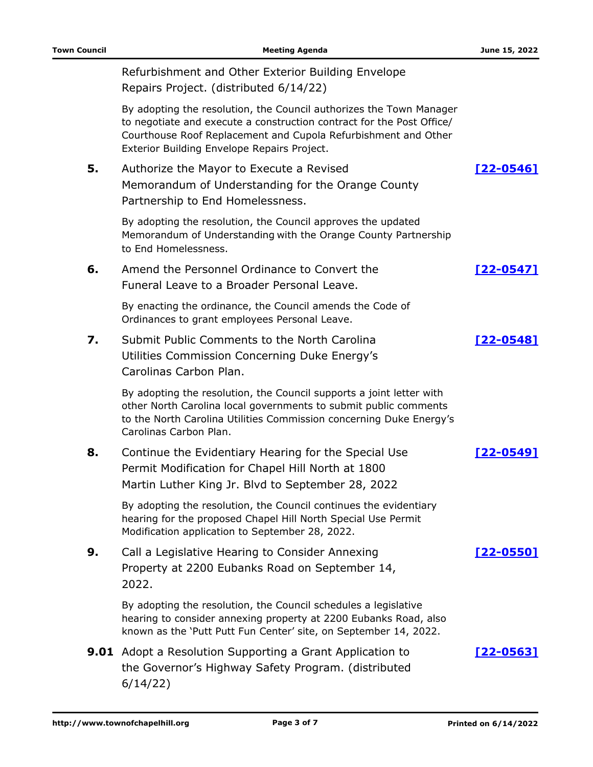Refurbishment and Other Exterior Building Envelope Repairs Project. (distributed 6/14/22)

By adopting the resolution, the Council authorizes the Town Manager to negotiate and execute a construction contract for the Post Office/ Courthouse Roof Replacement and Cupola Refurbishment and Other Exterior Building Envelope Repairs Project.

**5.** Authorize the Mayor to Execute a Revised Memorandum of Understanding for the Orange County Partnership to End Homelessness. **[22-0546]**

By adopting the resolution, the Council approves the updated Memorandum of Understanding with the Orange County Partnership to End Homelessness.

**6.** Amend the Personnel Ordinance to Convert the Funeral Leave to a Broader Personal Leave. **[22-0547]**

By enacting the ordinance, the Council amends the Code of Ordinances to grant employees Personal Leave.

**7.** Submit Public Comments to the North Carolina Utilities Commission Concerning Duke Energy's Carolinas Carbon Plan. **[22-0548]**

By adopting the resolution, the Council supports a joint letter with other North Carolina local governments to submit public comments to the North Carolina Utilities Commission concerning Duke Energy's Carolinas Carbon Plan.

**8.** Continue the Evidentiary Hearing for the Special Use Permit Modification for Chapel Hill North at 1800 Martin Luther King Jr. Blvd to September 28, 2022 **[22-0549]**

By adopting the resolution, the Council continues the evidentiary hearing for the proposed Chapel Hill North Special Use Permit Modification application to September 28, 2022.

**9.** Call a Legislative Hearing to Consider Annexing Property at 2200 Eubanks Road on September 14, 2022. **[22-0550]**

By adopting the resolution, the Council schedules a legislative hearing to consider annexing property at 2200 Eubanks Road, also known as the 'Putt Putt Fun Center' site, on September 14, 2022.

**9.01** Adopt a Resolution Supporting a Grant Application to the Governor's Highway Safety Program. (distributed 6/14/22) **[22-0563]**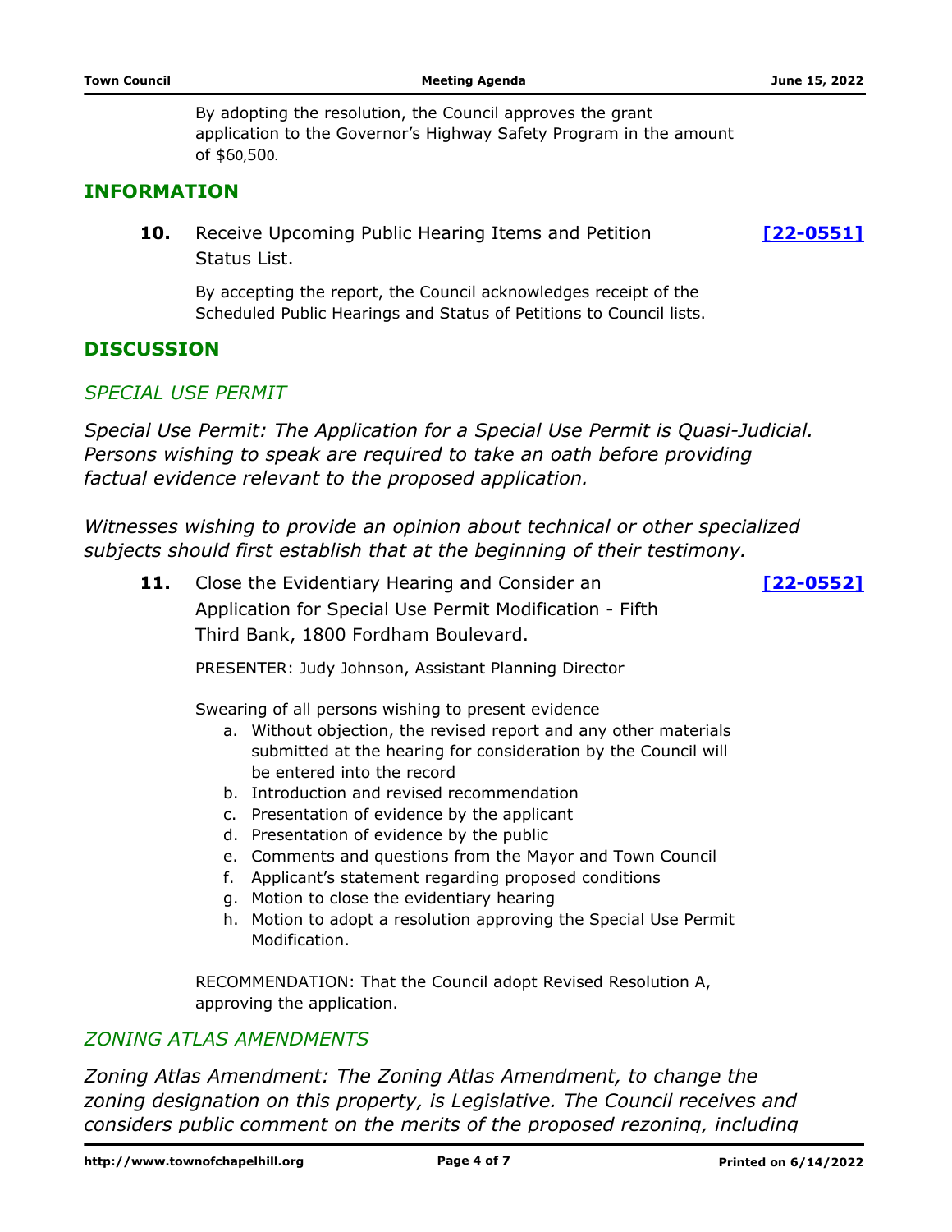By adopting the resolution, the Council approves the grant application to the Governor's Highway Safety Program in the amount of $60,500.

## INFORMATION

**10.** Receive Upcoming Public Hearing Items and Petition Status List. **[22-0551]**

By accepting the report, the Council acknowledges receipt of the Scheduled Public Hearings and Status of Petitions to Council lists.

## DISCUSSION

### *SPECIAL USE PERMIT*

*Special Use Permit: The Application for a Special Use Permit is Quasi-Judicial. Persons wishing to speak are required to take an oath before providing factual evidence relevant to the proposed application.*

*Witnesses wishing to provide an opinion about technical or other specialized subjects should first establish that at the beginning of their testimony.*

**11.** Close the Evidentiary Hearing and Consider an Application for Special Use Permit Modification - Fifth Third Bank, 1800 Fordham Boulevard. **[22-0552]**

PRESENTER: Judy Johnson, Assistant Planning Director

Swearing of all persons wishing to present evidence

a. Without objection, the revised report and any other materials submitted at the hearing for consideration by the Council will be entered into the record
b. Introduction and revised recommendation
c. Presentation of evidence by the applicant
d. Presentation of evidence by the public
e. Comments and questions from the Mayor and Town Council
f. Applicant's statement regarding proposed conditions
g. Motion to close the evidentiary hearing
h. Motion to adopt a resolution approving the Special Use Permit Modification.

RECOMMENDATION: That the Council adopt Revised Resolution A, approving the application.

### *ZONING ATLAS AMENDMENTS*

*Zoning Atlas Amendment: The Zoning Atlas Amendment, to change the zoning designation on this property, is Legislative. The Council receives and considers public comment on the merits of the proposed rezoning, including*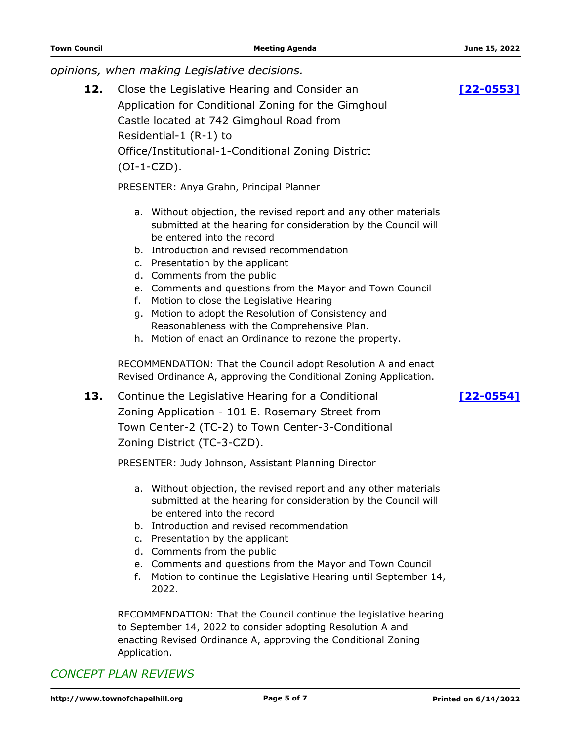*opinions, when making Legislative decisions.*

**12.** Close the Legislative Hearing and Consider an Application for Conditional Zoning for the Gimghoul Castle located at 742 Gimghoul Road from Residential-1 (R-1) to Office/Institutional-1-Conditional Zoning District (OI-1-CZD). **[22-0553]**

PRESENTER: Anya Grahn, Principal Planner

a. Without objection, the revised report and any other materials submitted at the hearing for consideration by the Council will be entered into the record
b. Introduction and revised recommendation
c. Presentation by the applicant
d. Comments from the public
e. Comments and questions from the Mayor and Town Council
f. Motion to close the Legislative Hearing
g. Motion to adopt the Resolution of Consistency and Reasonableness with the Comprehensive Plan.
h. Motion of enact an Ordinance to rezone the property.

RECOMMENDATION: That the Council adopt Resolution A and enact Revised Ordinance A, approving the Conditional Zoning Application.

**13.** Continue the Legislative Hearing for a Conditional Zoning Application - 101 E. Rosemary Street from Town Center-2 (TC-2) to Town Center-3-Conditional Zoning District (TC-3-CZD). **[22-0554]**

PRESENTER: Judy Johnson, Assistant Planning Director

a. Without objection, the revised report and any other materials submitted at the hearing for consideration by the Council will be entered into the record
b. Introduction and revised recommendation
c. Presentation by the applicant
d. Comments from the public
e. Comments and questions from the Mayor and Town Council
f. Motion to continue the Legislative Hearing until September 14, 2022.

RECOMMENDATION: That the Council continue the legislative hearing to September 14, 2022 to consider adopting Resolution A and enacting Revised Ordinance A, approving the Conditional Zoning Application.

## *CONCEPT PLAN REVIEWS*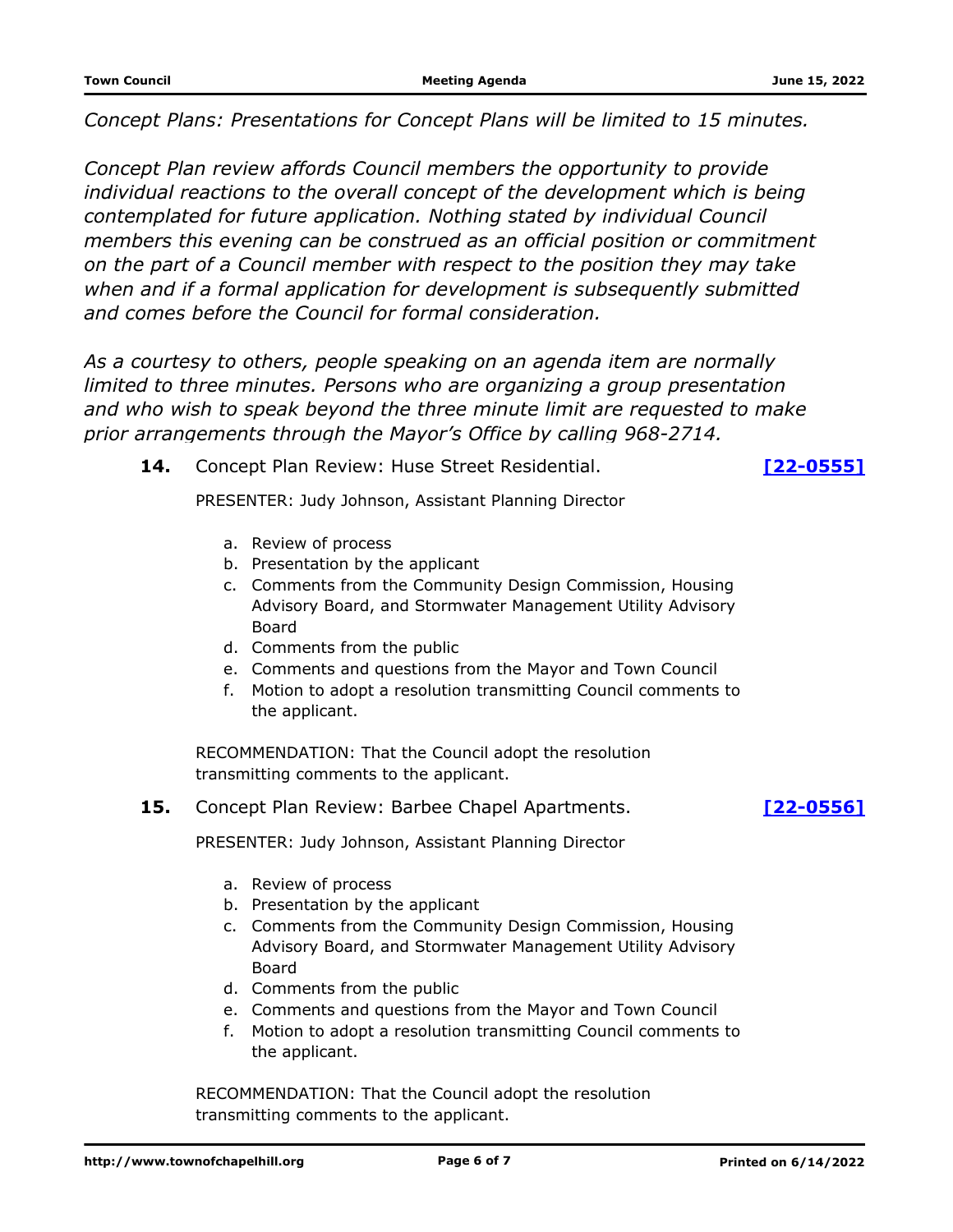*Concept Plans: Presentations for Concept Plans will be limited to 15 minutes.*

*Concept Plan review affords Council members the opportunity to provide individual reactions to the overall concept of the development which is being contemplated for future application. Nothing stated by individual Council members this evening can be construed as an official position or commitment on the part of a Council member with respect to the position they may take when and if a formal application for development is subsequently submitted and comes before the Council for formal consideration.*

*As a courtesy to others, people speaking on an agenda item are normally limited to three minutes. Persons who are organizing a group presentation and who wish to speak beyond the three minute limit are requested to make prior arrangements through the Mayor's Office by calling 968-2714.*

**14.** Concept Plan Review: Huse Street Residential. **[22-0555]**

PRESENTER: Judy Johnson, Assistant Planning Director

a. Review of process
b. Presentation by the applicant
c. Comments from the Community Design Commission, Housing Advisory Board, and Stormwater Management Utility Advisory Board
d. Comments from the public
e. Comments and questions from the Mayor and Town Council
f. Motion to adopt a resolution transmitting Council comments to the applicant.

RECOMMENDATION: That the Council adopt the resolution transmitting comments to the applicant.

**15.** Concept Plan Review: Barbee Chapel Apartments. **[22-0556]**

PRESENTER: Judy Johnson, Assistant Planning Director

a. Review of process
b. Presentation by the applicant
c. Comments from the Community Design Commission, Housing Advisory Board, and Stormwater Management Utility Advisory Board
d. Comments from the public
e. Comments and questions from the Mayor and Town Council
f. Motion to adopt a resolution transmitting Council comments to the applicant.

RECOMMENDATION: That the Council adopt the resolution transmitting comments to the applicant.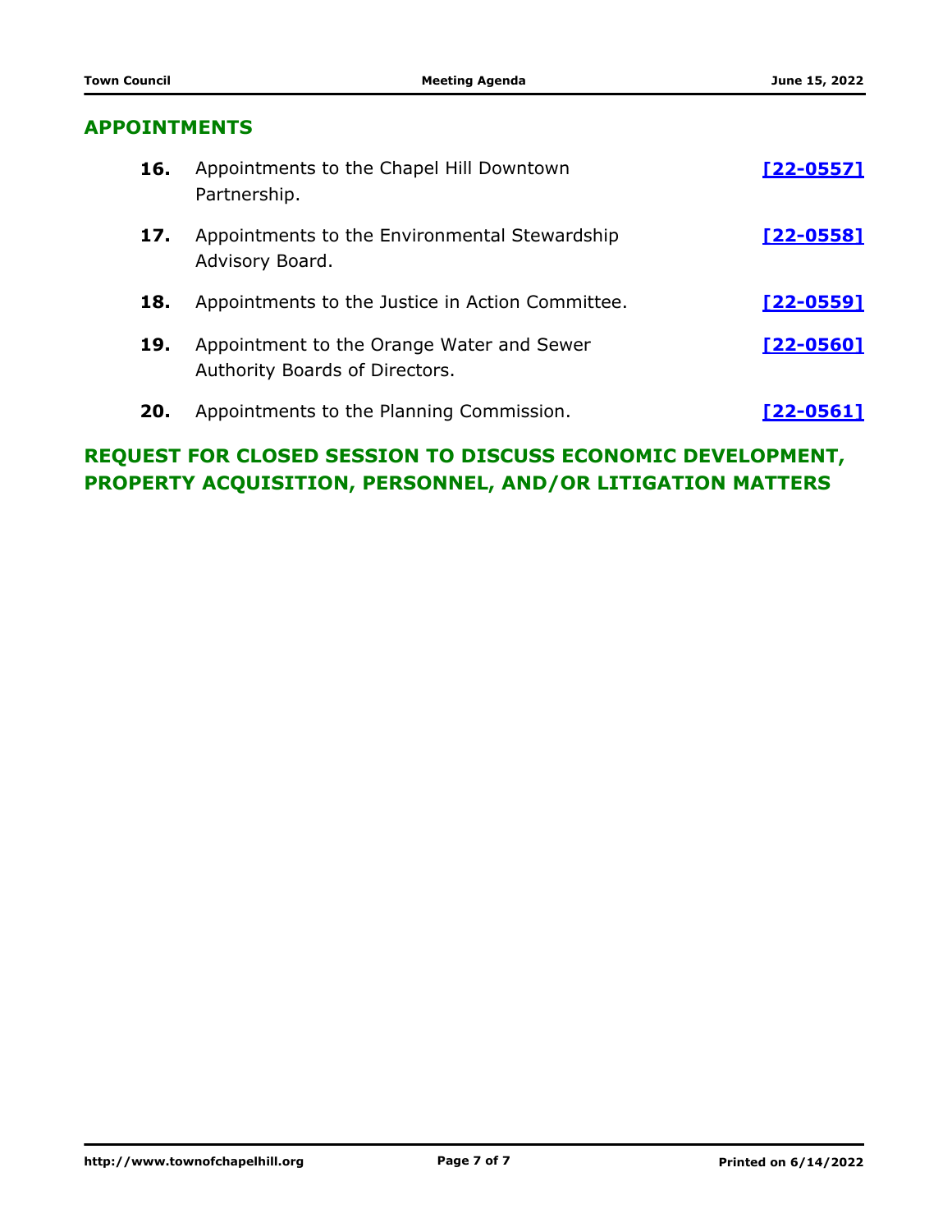## APPOINTMENTS

**16.** Appointments to the Chapel Hill Downtown Partnership. **[22-0557]**

**17.** Appointments to the Environmental Stewardship Advisory Board. **[22-0558]**

**18.** Appointments to the Justice in Action Committee. **[22-0559]**

**19.** Appointment to the Orange Water and Sewer Authority Boards of Directors. **[22-0560]**

**20.** Appointments to the Planning Commission. **[22-0561]**

## REQUEST FOR CLOSED SESSION TO DISCUSS ECONOMIC DEVELOPMENT, PROPERTY ACQUISITION, PERSONNEL, AND/OR LITIGATION MATTERS